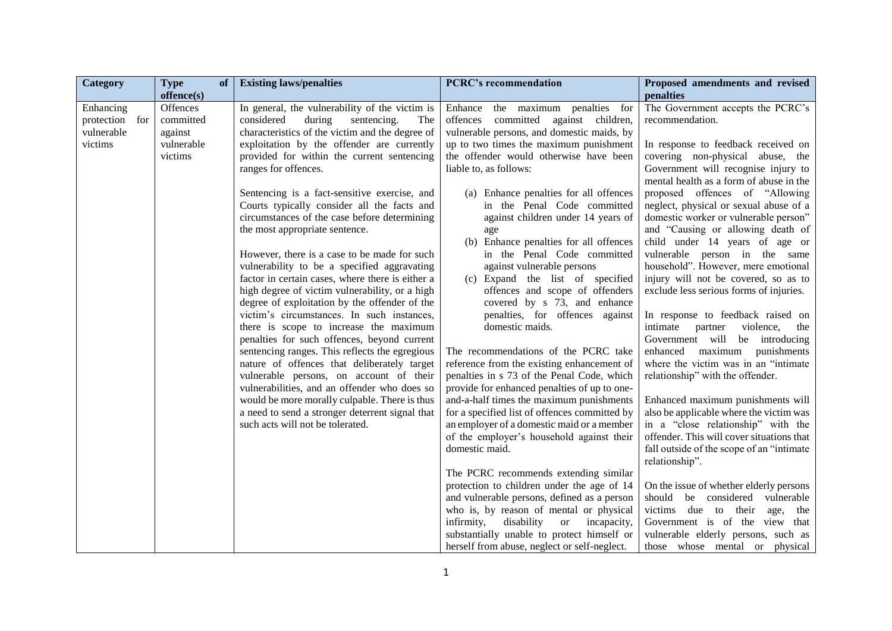| Category | Type of offence(s) | Existing laws/penalties | PCRC's recommendation | Proposed amendments and revised penalties |
|---|---|---|---|---|
| Enhancing protection for vulnerable victims | Offences committed against vulnerable victims | In general, the vulnerability of the victim is considered during sentencing. The characteristics of the victim and the degree of exploitation by the offender are currently provided for within the current sentencing ranges for offences.<br><br>Sentencing is a fact-sensitive exercise, and Courts typically consider all the facts and circumstances of the case before determining the most appropriate sentence.<br><br>However, there is a case to be made for such vulnerability to be a specified aggravating factor in certain cases, where there is either a high degree of victim vulnerability, or a high degree of exploitation by the offender of the victim's circumstances. In such instances, there is scope to increase the maximum penalties for such offences, beyond current sentencing ranges. This reflects the egregious nature of offences that deliberately target vulnerable persons, on account of their vulnerabilities, and an offender who does so would be more morally culpable. There is thus a need to send a stronger deterrent signal that such acts will not be tolerated. | Enhance the maximum penalties for offences committed against children, vulnerable persons, and domestic maids, by up to two times the maximum punishment the offender would otherwise have been liable to, as follows:<br><br>(a) Enhance penalties for all offences in the Penal Code committed against children under 14 years of age<br>(b) Enhance penalties for all offences in the Penal Code committed against vulnerable persons<br>(c) Expand the list of specified offences and scope of offenders covered by s 73, and enhance penalties, for offences against domestic maids.<br><br>The recommendations of the PCRC take reference from the existing enhancement of penalties in s 73 of the Penal Code, which provide for enhanced penalties of up to one-and-a-half times the maximum punishments for a specified list of offences committed by an employer of a domestic maid or a member of the employer's household against their domestic maid.<br><br>The PCRC recommends extending similar protection to children under the age of 14 and vulnerable persons, defined as a person who is, by reason of mental or physical infirmity, disability or incapacity, substantially unable to protect himself or herself from abuse, neglect or self-neglect. | The Government accepts the PCRC's recommendation.<br><br>In response to feedback received on covering non-physical abuse, the Government will recognise injury to mental health as a form of abuse in the proposed offences of "Allowing neglect, physical or sexual abuse of a domestic worker or vulnerable person" and "Causing or allowing death of child under 14 years of age or vulnerable person in the same household". However, mere emotional injury will not be covered, so as to exclude less serious forms of injuries.<br><br>In response to feedback raised on intimate partner violence, the Government will be introducing enhanced maximum punishments where the victim was in an "intimate relationship" with the offender.<br><br>Enhanced maximum punishments will also be applicable where the victim was in a "close relationship" with the offender. This will cover situations that fall outside of the scope of an "intimate relationship".<br><br>On the issue of whether elderly persons should be considered vulnerable victims due to their age, the Government is of the view that vulnerable elderly persons, such as those whose mental or physical |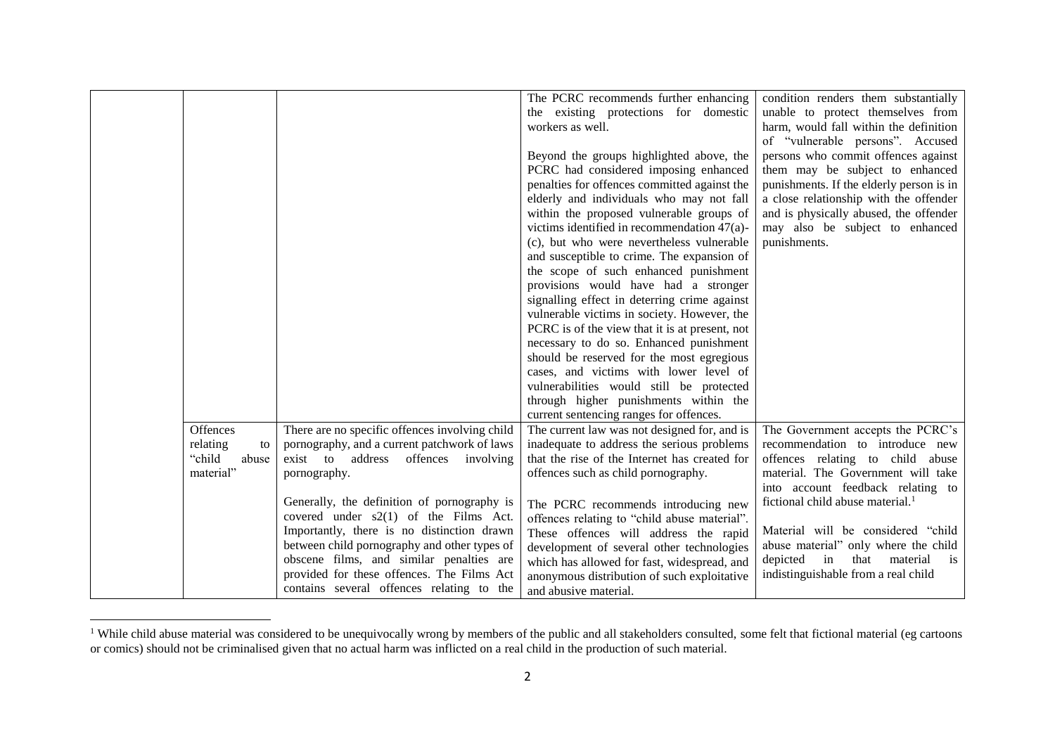| | | | | |
|---|---|---|---|---|
| | | | The PCRC recommends further enhancing the existing protections for domestic workers as well.<br><br>Beyond the groups highlighted above, the PCRC had considered imposing enhanced penalties for offences committed against the elderly and individuals who may not fall within the proposed vulnerable groups of victims identified in recommendation 47(a)-(c), but who were nevertheless vulnerable and susceptible to crime. The expansion of the scope of such enhanced punishment provisions would have had a stronger signalling effect in deterring crime against vulnerable victims in society. However, the PCRC is of the view that it is at present, not necessary to do so. Enhanced punishment should be reserved for the most egregious cases, and victims with lower level of vulnerabilities would still be protected through higher punishments within the current sentencing ranges for offences. | condition renders them substantially unable to protect themselves from harm, would fall within the definition of "vulnerable persons". Accused persons who commit offences against them may be subject to enhanced punishments. If the elderly person is in a close relationship with the offender and is physically abused, the offender may also be subject to enhanced punishments. |
| | Offences relating to "child abuse material" | There are no specific offences involving child pornography, and a current patchwork of laws exist to address offences involving pornography.<br><br>Generally, the definition of pornography is covered under s2(1) of the Films Act. Importantly, there is no distinction drawn between child pornography and other types of obscene films, and similar penalties are provided for these offences. The Films Act contains several offences relating to the | The current law was not designed for, and is inadequate to address the serious problems that the rise of the Internet has created for offences such as child pornography.<br><br>The PCRC recommends introducing new offences relating to "child abuse material". These offences will address the rapid development of several other technologies which has allowed for fast, widespread, and anonymous distribution of such exploitative and abusive material. | The Government accepts the PCRC's recommendation to introduce new offences relating to child abuse material. The Government will take into account feedback relating to fictional child abuse material.[1]<br><br>Material will be considered "child abuse material" only where the child depicted in that material is indistinguishable from a real child |

[1] While child abuse material was considered to be unequivocally wrong by members of the public and all stakeholders consulted, some felt that fictional material (eg cartoons or comics) should not be criminalised given that no actual harm was inflicted on a real child in the production of such material.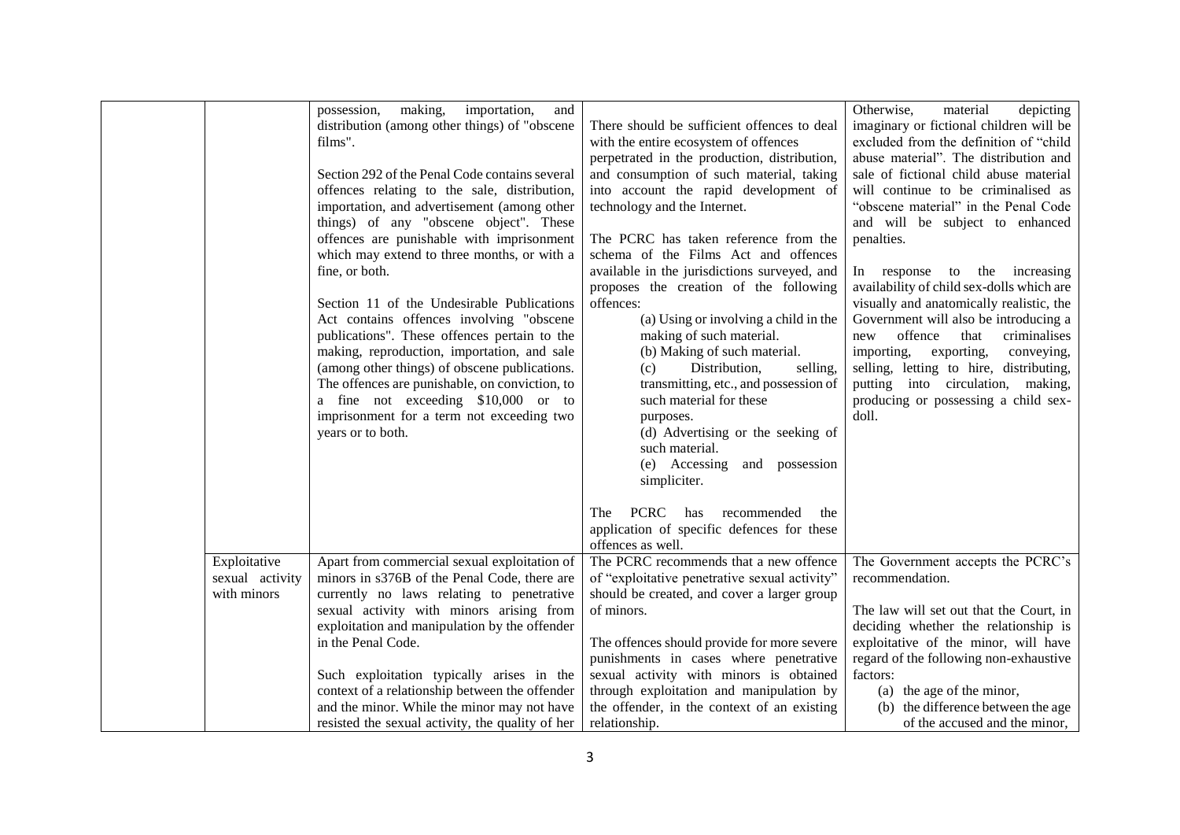| | | | | |
|---|---|---|---|---|
| | | possession, making, importation, and distribution (among other things) of "obscene films".<br><br>Section 292 of the Penal Code contains several offences relating to the sale, distribution, importation, and advertisement (among other things) of any "obscene object". These offences are punishable with imprisonment which may extend to three months, or with a fine, or both.<br><br>Section 11 of the Undesirable Publications Act contains offences involving "obscene publications". These offences pertain to the making, reproduction, importation, and sale (among other things) of obscene publications. The offences are punishable, on conviction, to a fine not exceeding $10,000 or to imprisonment for a term not exceeding two years or to both. | There should be sufficient offences to deal with the entire ecosystem of offences perpetrated in the production, distribution, and consumption of such material, taking into account the rapid development of technology and the Internet.<br><br>The PCRC has taken reference from the schema of the Films Act and offences available in the jurisdictions surveyed, and proposes the creation of the following offences:<br>(a) Using or involving a child in the making of such material.<br>(b) Making of such material.<br>(c) Distribution, selling, transmitting, etc., and possession of such material for these purposes.<br>(d) Advertising or the seeking of such material.<br>(e) Accessing and possession simpliciter.<br><br>The PCRC has recommended the application of specific defences for these offences as well. | Otherwise, material depicting imaginary or fictional children will be excluded from the definition of "child abuse material". The distribution and sale of fictional child abuse material will continue to be criminalised as "obscene material" in the Penal Code and will be subject to enhanced penalties.<br><br>In response to the increasing availability of child sex-dolls which are visually and anatomically realistic, the Government will also be introducing a new offence that criminalises importing, exporting, conveying, selling, letting to hire, distributing, putting into circulation, making, producing or possessing a child sex-doll. |
| | Exploitative sexual activity with minors | Apart from commercial sexual exploitation of minors in s376B of the Penal Code, there are currently no laws relating to penetrative sexual activity with minors arising from exploitation and manipulation by the offender in the Penal Code.<br><br>Such exploitation typically arises in the context of a relationship between the offender and the minor. While the minor may not have resisted the sexual activity, the quality of her | The PCRC recommends that a new offence of "exploitative penetrative sexual activity" should be created, and cover a larger group of minors.<br><br>The offences should provide for more severe punishments in cases where penetrative sexual activity with minors is obtained through exploitation and manipulation by the offender, in the context of an existing relationship. | The Government accepts the PCRC's recommendation.<br><br>The law will set out that the Court, in deciding whether the relationship is exploitative of the minor, will have regard of the following non-exhaustive factors:<br>(a) the age of the minor,<br>(b) the difference between the age of the accused and the minor, |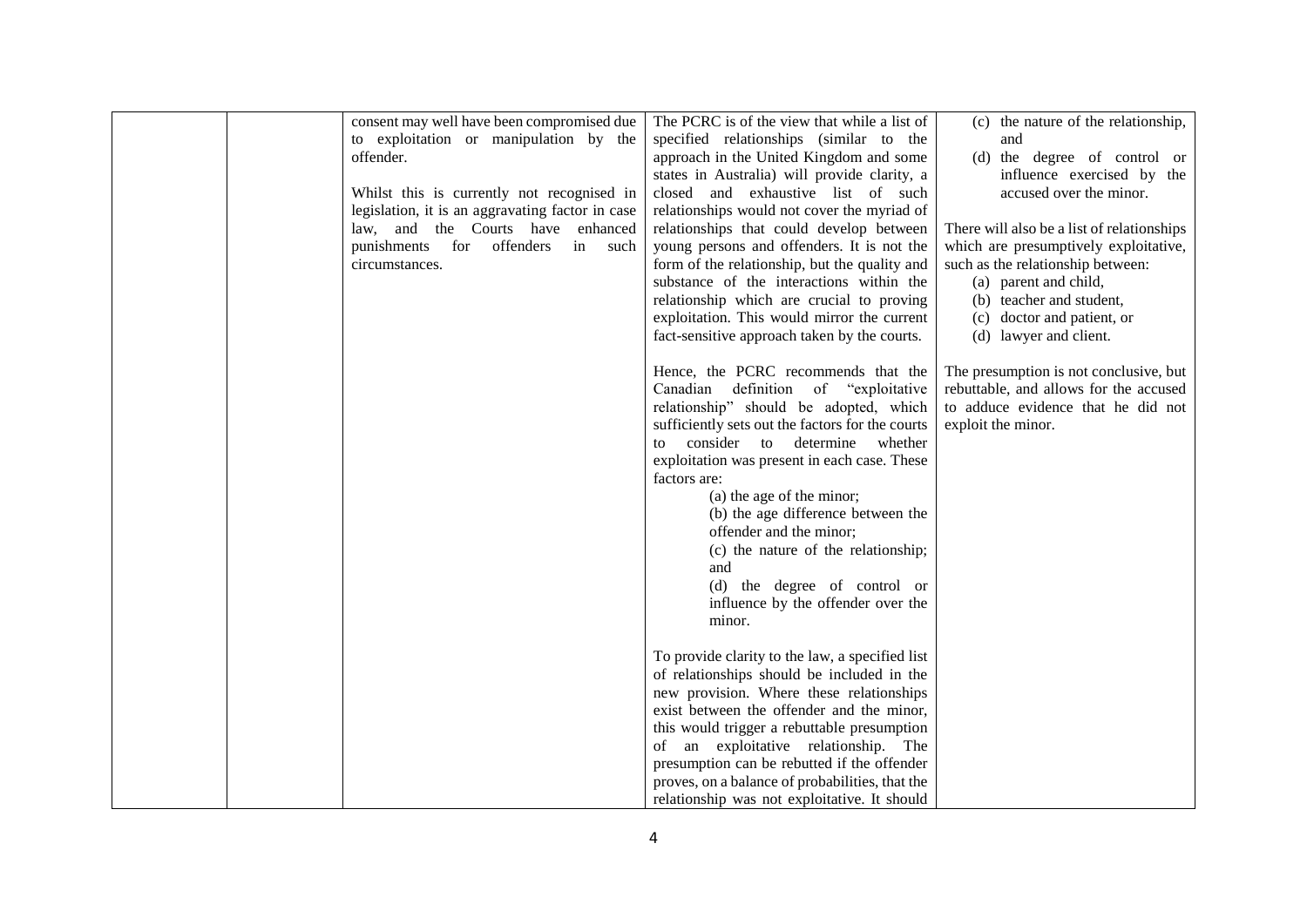| | | | | |
|---|---|---|---|---|
| | | consent may well have been compromised due to exploitation or manipulation by the offender.<br><br>Whilst this is currently not recognised in legislation, it is an aggravating factor in case law, and the Courts have enhanced punishments for offenders in such circumstances. | The PCRC is of the view that while a list of specified relationships (similar to the approach in the United Kingdom and some states in Australia) will provide clarity, a closed and exhaustive list of such relationships would not cover the myriad of relationships that could develop between young persons and offenders. It is not the form of the relationship, but the quality and substance of the interactions within the relationship which are crucial to proving exploitation. This would mirror the current fact-sensitive approach taken by the courts.<br><br>Hence, the PCRC recommends that the Canadian definition of "exploitative relationship" should be adopted, which sufficiently sets out the factors for the courts to consider to determine whether exploitation was present in each case. These factors are:<br>(a) the age of the minor;<br>(b) the age difference between the offender and the minor;<br>(c) the nature of the relationship; and<br>(d) the degree of control or influence by the offender over the minor.<br><br>To provide clarity to the law, a specified list of relationships should be included in the new provision. Where these relationships exist between the offender and the minor, this would trigger a rebuttable presumption of an exploitative relationship. The presumption can be rebutted if the offender proves, on a balance of probabilities, that the relationship was not exploitative. It should | (c) the nature of the relationship, and<br>(d) the degree of control or influence exercised by the accused over the minor.<br><br>There will also be a list of relationships which are presumptively exploitative, such as the relationship between:<br>(a) parent and child,<br>(b) teacher and student,<br>(c) doctor and patient, or<br>(d) lawyer and client.<br><br>The presumption is not conclusive, but rebuttable, and allows for the accused to adduce evidence that he did not exploit the minor. |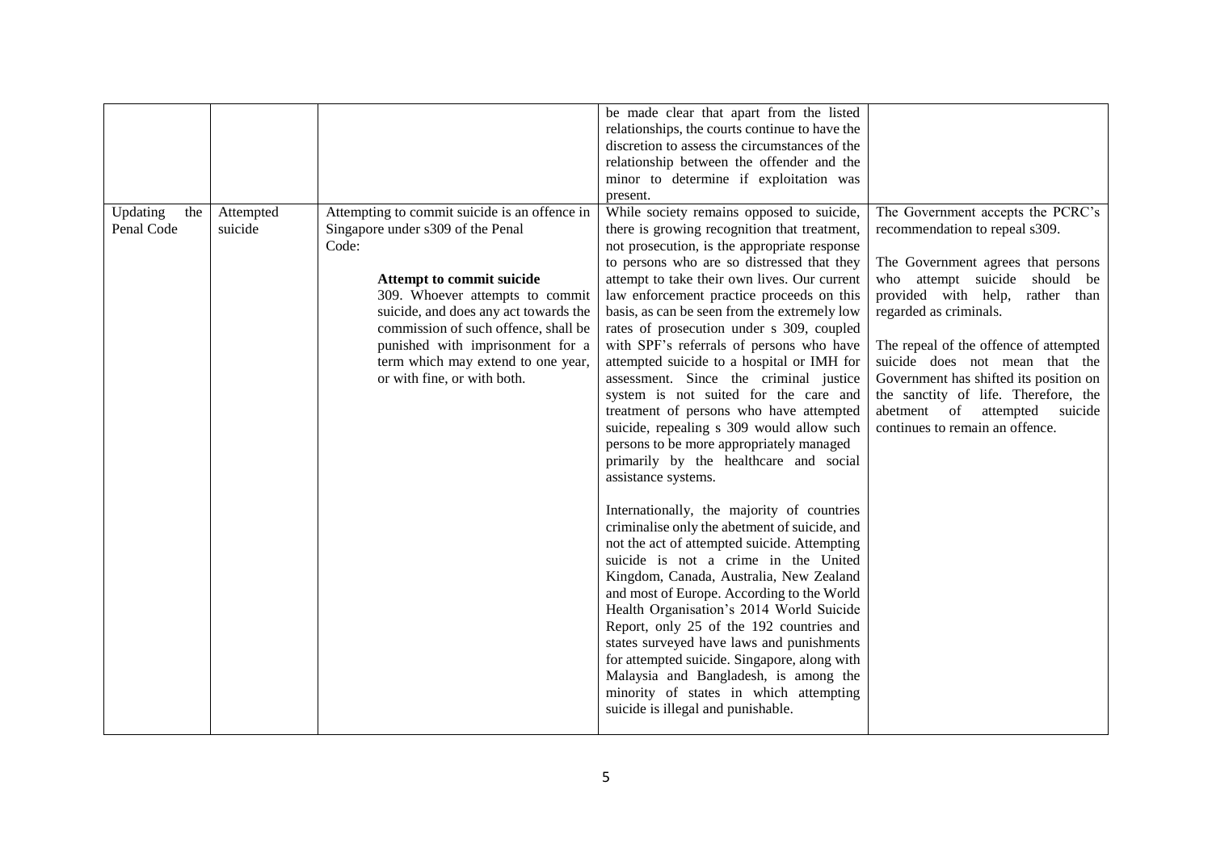| | | | | |
|---|---|---|---|---|
| | | | be made clear that apart from the listed relationships, the courts continue to have the discretion to assess the circumstances of the relationship between the offender and the minor to determine if exploitation was present. | |
| Updating the Penal Code | Attempted suicide | Attempting to commit suicide is an offence in Singapore under s309 of the Penal Code:<br><br>**Attempt to commit suicide**<br>309. Whoever attempts to commit suicide, and does any act towards the commission of such offence, shall be punished with imprisonment for a term which may extend to one year, or with fine, or with both. | While society remains opposed to suicide, there is growing recognition that treatment, not prosecution, is the appropriate response to persons who are so distressed that they attempt to take their own lives. Our current law enforcement practice proceeds on this basis, as can be seen from the extremely low rates of prosecution under s 309, coupled with SPF's referrals of persons who have attempted suicide to a hospital or IMH for assessment. Since the criminal justice system is not suited for the care and treatment of persons who have attempted suicide, repealing s 309 would allow such persons to be more appropriately managed primarily by the healthcare and social assistance systems.<br><br>Internationally, the majority of countries criminalise only the abetment of suicide, and not the act of attempted suicide. Attempting suicide is not a crime in the United Kingdom, Canada, Australia, New Zealand and most of Europe. According to the World Health Organisation's 2014 World Suicide Report, only 25 of the 192 countries and states surveyed have laws and punishments for attempted suicide. Singapore, along with Malaysia and Bangladesh, is among the minority of states in which attempting suicide is illegal and punishable. | The Government accepts the PCRC's recommendation to repeal s309.<br><br>The Government agrees that persons who attempt suicide should be provided with help, rather than regarded as criminals.<br><br>The repeal of the offence of attempted suicide does not mean that the Government has shifted its position on the sanctity of life. Therefore, the abetment of attempted suicide continues to remain an offence. |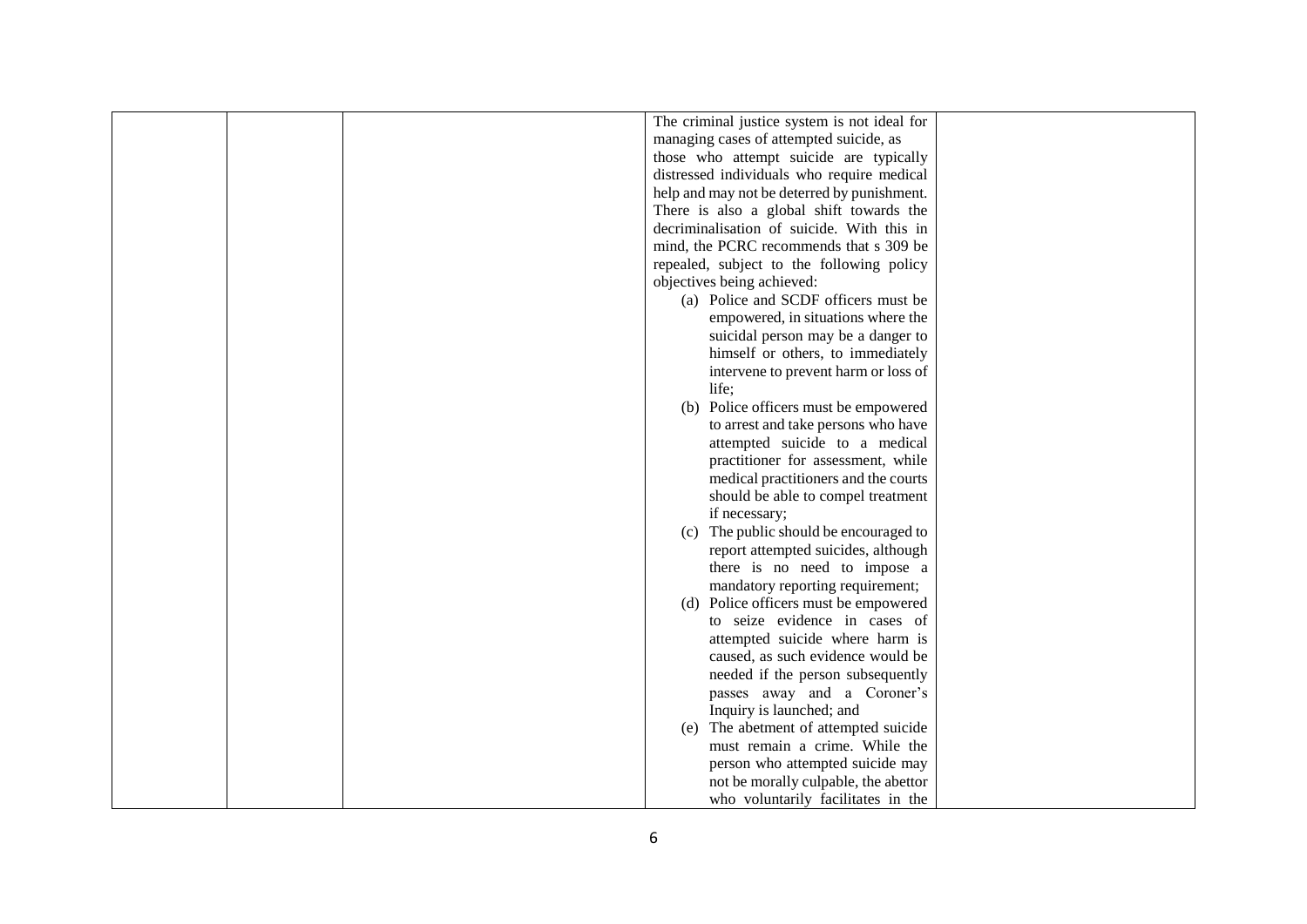| | | | | |
|---|---|---|---|---|
| | | | The criminal justice system is not ideal for managing cases of attempted suicide, as those who attempt suicide are typically distressed individuals who require medical help and may not be deterred by punishment. There is also a global shift towards the decriminalisation of suicide. With this in mind, the PCRC recommends that s 309 be repealed, subject to the following policy objectives being achieved:<br>(a) Police and SCDF officers must be empowered, in situations where the suicidal person may be a danger to himself or others, to immediately intervene to prevent harm or loss of life;<br>(b) Police officers must be empowered to arrest and take persons who have attempted suicide to a medical practitioner for assessment, while medical practitioners and the courts should be able to compel treatment if necessary;<br>(c) The public should be encouraged to report attempted suicides, although there is no need to impose a mandatory reporting requirement;<br>(d) Police officers must be empowered to seize evidence in cases of attempted suicide where harm is caused, as such evidence would be needed if the person subsequently passes away and a Coroner's Inquiry is launched; and<br>(e) The abetment of attempted suicide must remain a crime. While the person who attempted suicide may not be morally culpable, the abettor who voluntarily facilitates in the | |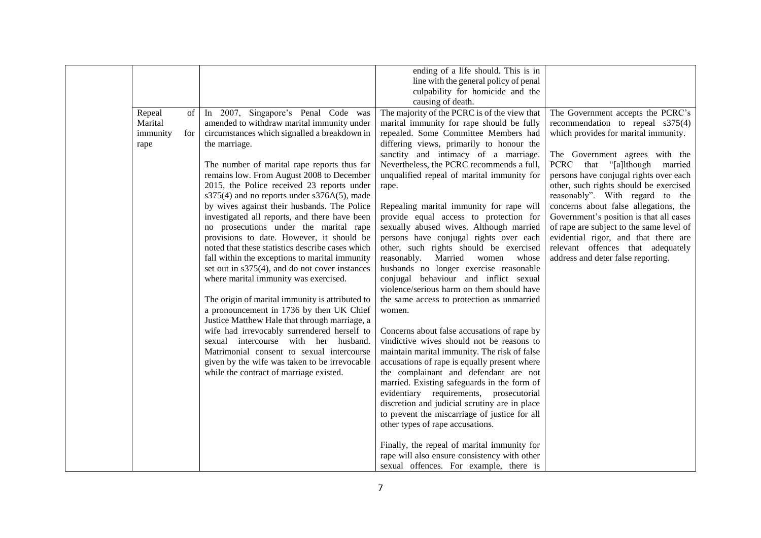| | | | | |
|---|---|---|---|---|
| | | | ending of a life should. This is in line with the general policy of penal culpability for homicide and the causing of death. | |
| | Repeal of Marital immunity for rape | In 2007, Singapore's Penal Code was amended to withdraw marital immunity under circumstances which signalled a breakdown in the marriage.<br><br>The number of marital rape reports thus far remains low. From August 2008 to December 2015, the Police received 23 reports under s375(4) and no reports under s376A(5), made by wives against their husbands. The Police investigated all reports, and there have been no prosecutions under the marital rape provisions to date. However, it should be noted that these statistics describe cases which fall within the exceptions to marital immunity set out in s375(4), and do not cover instances where marital immunity was exercised.<br><br>The origin of marital immunity is attributed to a pronouncement in 1736 by then UK Chief Justice Matthew Hale that through marriage, a wife had irrevocably surrendered herself to sexual intercourse with her husband. Matrimonial consent to sexual intercourse given by the wife was taken to be irrevocable while the contract of marriage existed. | The majority of the PCRC is of the view that marital immunity for rape should be fully repealed. Some Committee Members had differing views, primarily to honour the sanctity and intimacy of a marriage. Nevertheless, the PCRC recommends a full, unqualified repeal of marital immunity for rape.<br><br>Repealing marital immunity for rape will provide equal access to protection for sexually abused wives. Although married persons have conjugal rights over each other, such rights should be exercised reasonably. Married women whose husbands no longer exercise reasonable conjugal behaviour and inflict sexual violence/serious harm on them should have the same access to protection as unmarried women.<br><br>Concerns about false accusations of rape by vindictive wives should not be reasons to maintain marital immunity. The risk of false accusations of rape is equally present where the complainant and defendant are not married. Existing safeguards in the form of evidentiary requirements, prosecutorial discretion and judicial scrutiny are in place to prevent the miscarriage of justice for all other types of rape accusations.<br><br>Finally, the repeal of marital immunity for rape will also ensure consistency with other sexual offences. For example, there is | The Government accepts the PCRC's recommendation to repeal s375(4) which provides for marital immunity.<br><br>The Government agrees with the PCRC that "[a]lthough married persons have conjugal rights over each other, such rights should be exercised reasonably". With regard to the concerns about false allegations, the Government's position is that all cases of rape are subject to the same level of evidential rigor, and that there are relevant offences that adequately address and deter false reporting. |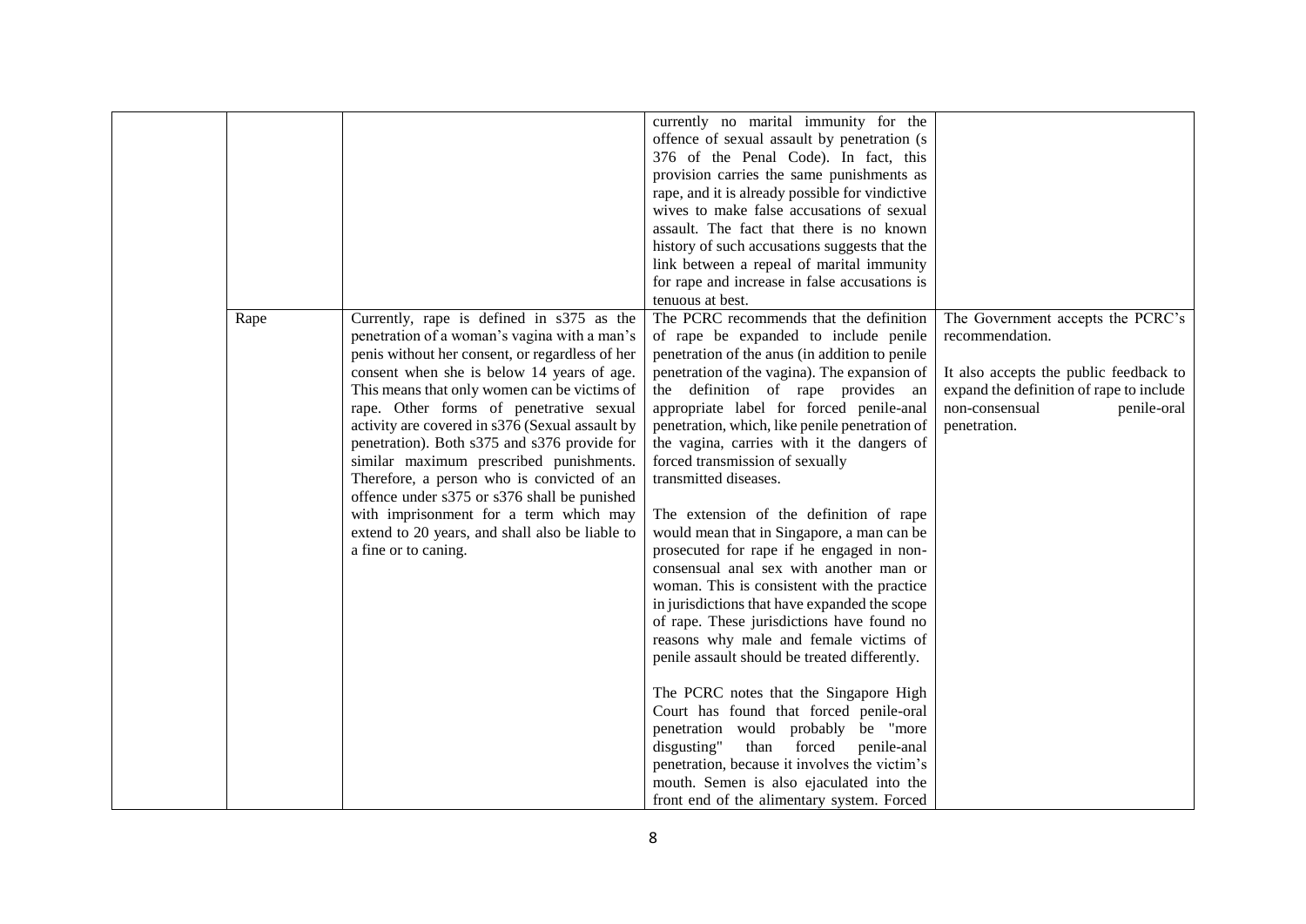| | | | | |
|---|---|---|---|---|
| | | | currently no marital immunity for the offence of sexual assault by penetration (s 376 of the Penal Code). In fact, this provision carries the same punishments as rape, and it is already possible for vindictive wives to make false accusations of sexual assault. The fact that there is no known history of such accusations suggests that the link between a repeal of marital immunity for rape and increase in false accusations is tenuous at best. | |
| | Rape | Currently, rape is defined in s375 as the penetration of a woman's vagina with a man's penis without her consent, or regardless of her consent when she is below 14 years of age. This means that only women can be victims of rape. Other forms of penetrative sexual activity are covered in s376 (Sexual assault by penetration). Both s375 and s376 provide for similar maximum prescribed punishments. Therefore, a person who is convicted of an offence under s375 or s376 shall be punished with imprisonment for a term which may extend to 20 years, and shall also be liable to a fine or to caning. | The PCRC recommends that the definition of rape be expanded to include penile penetration of the anus (in addition to penile penetration of the vagina). The expansion of the definition of rape provides an appropriate label for forced penile-anal penetration, which, like penile penetration of the vagina, carries with it the dangers of forced transmission of sexually transmitted diseases.<br><br>The extension of the definition of rape would mean that in Singapore, a man can be prosecuted for rape if he engaged in non-consensual anal sex with another man or woman. This is consistent with the practice in jurisdictions that have expanded the scope of rape. These jurisdictions have found no reasons why male and female victims of penile assault should be treated differently.<br><br>The PCRC notes that the Singapore High Court has found that forced penile-oral penetration would probably be "more disgusting" than forced penile-anal penetration, because it involves the victim's mouth. Semen is also ejaculated into the front end of the alimentary system. Forced | The Government accepts the PCRC's recommendation.<br><br>It also accepts the public feedback to expand the definition of rape to include non-consensual penile-oral penetration. |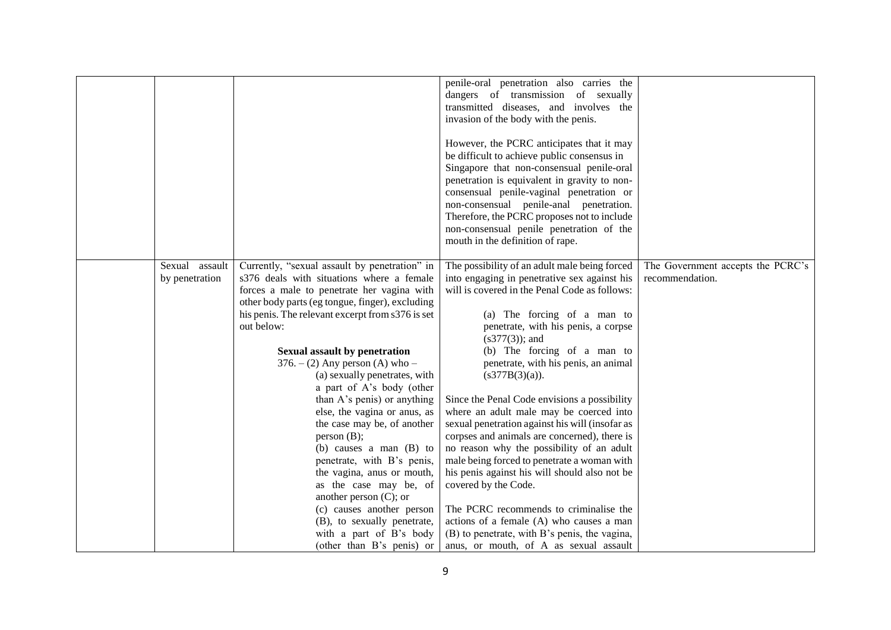| | | | | |
|---|---|---|---|---|
| | | | penile-oral penetration also carries the dangers of transmission of sexually transmitted diseases, and involves the invasion of the body with the penis.<br><br>However, the PCRC anticipates that it may be difficult to achieve public consensus in Singapore that non-consensual penile-oral penetration is equivalent in gravity to non-consensual penile-vaginal penetration or non-consensual penile-anal penetration. Therefore, the PCRC proposes not to include non-consensual penile penetration of the mouth in the definition of rape. | |
| | Sexual assault by penetration | Currently, "sexual assault by penetration" in s376 deals with situations where a female forces a male to penetrate her vagina with other body parts (eg tongue, finger), excluding his penis. The relevant excerpt from s376 is set out below:<br><br>**Sexual assault by penetration**<br>376. – (2) Any person (A) who –<br>(a) sexually penetrates, with a part of A's body (other than A's penis) or anything else, the vagina or anus, as the case may be, of another person (B);<br>(b) causes a man (B) to penetrate, with B's penis, the vagina, anus or mouth, as the case may be, of another person (C); or<br>(c) causes another person (B), to sexually penetrate, with a part of B's body (other than B's penis) or | The possibility of an adult male being forced into engaging in penetrative sex against his will is covered in the Penal Code as follows:<br><br>(a) The forcing of a man to penetrate, with his penis, a corpse (s377(3)); and<br>(b) The forcing of a man to penetrate, with his penis, an animal (s377B(3)(a)).<br><br>Since the Penal Code envisions a possibility where an adult male may be coerced into sexual penetration against his will (insofar as corpses and animals are concerned), there is no reason why the possibility of an adult male being forced to penetrate a woman with his penis against his will should also not be covered by the Code.<br><br>The PCRC recommends to criminalise the actions of a female (A) who causes a man (B) to penetrate, with B's penis, the vagina, anus, or mouth, of A as sexual assault | The Government accepts the PCRC's recommendation. |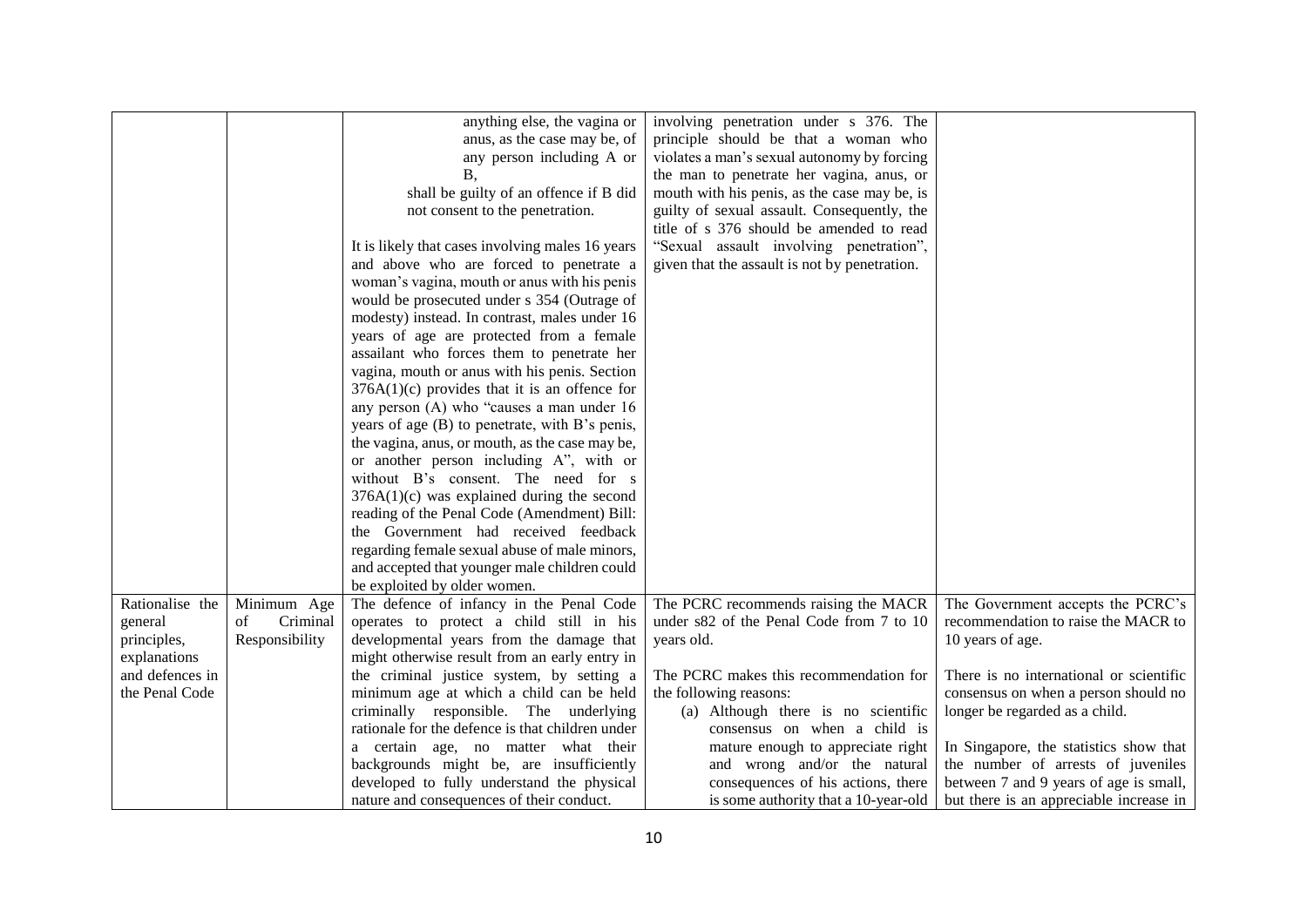| | | | | |
|---|---|---|---|---|
| | | anything else, the vagina or anus, as the case may be, of any person including A or B,<br>shall be guilty of an offence if B did not consent to the penetration.<br><br>It is likely that cases involving males 16 years and above who are forced to penetrate a woman's vagina, mouth or anus with his penis would be prosecuted under s 354 (Outrage of modesty) instead. In contrast, males under 16 years of age are protected from a female assailant who forces them to penetrate her vagina, mouth or anus with his penis. Section 376A(1)(c) provides that it is an offence for any person (A) who "causes a man under 16 years of age (B) to penetrate, with B's penis, the vagina, anus, or mouth, as the case may be, or another person including A", with or without B's consent. The need for s 376A(1)(c) was explained during the second reading of the Penal Code (Amendment) Bill: the Government had received feedback regarding female sexual abuse of male minors, and accepted that younger male children could be exploited by older women. | involving penetration under s 376. The principle should be that a woman who violates a man's sexual autonomy by forcing the man to penetrate her vagina, anus, or mouth with his penis, as the case may be, is guilty of sexual assault. Consequently, the title of s 376 should be amended to read "Sexual assault involving penetration", given that the assault is not by penetration. | |
| Rationalise the general principles, explanations and defences in the Penal Code | Minimum Age of Criminal Responsibility | The defence of infancy in the Penal Code operates to protect a child still in his developmental years from the damage that might otherwise result from an early entry in the criminal justice system, by setting a minimum age at which a child can be held criminally responsible. The underlying rationale for the defence is that children under a certain age, no matter what their backgrounds might be, are insufficiently developed to fully understand the physical nature and consequences of their conduct. | The PCRC recommends raising the MACR under s82 of the Penal Code from 7 to 10 years old.<br><br>The PCRC makes this recommendation for the following reasons:<br>(a) Although there is no scientific consensus on when a child is mature enough to appreciate right and wrong and/or the natural consequences of his actions, there is some authority that a 10-year-old | The Government accepts the PCRC's recommendation to raise the MACR to 10 years of age.<br><br>There is no international or scientific consensus on when a person should no longer be regarded as a child.<br><br>In Singapore, the statistics show that the number of arrests of juveniles between 7 and 9 years of age is small, but there is an appreciable increase in |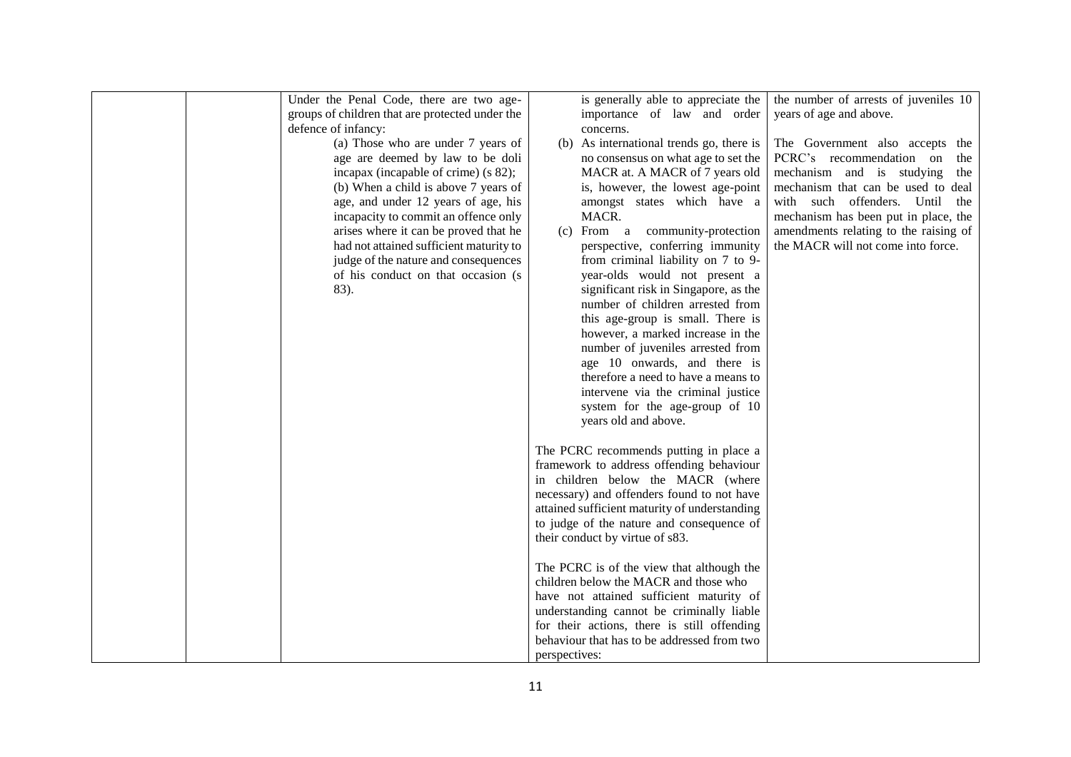| | | | | |
|---|---|---|---|---|
| | | Under the Penal Code, there are two age-groups of children that are protected under the defence of infancy:<br>(a) Those who are under 7 years of age are deemed by law to be doli incapax (incapable of crime) (s 82);<br>(b) When a child is above 7 years of age, and under 12 years of age, his incapacity to commit an offence only arises where it can be proved that he had not attained sufficient maturity to judge of the nature and consequences of his conduct on that occasion (s 83). | is generally able to appreciate the importance of law and order concerns.<br>(b) As international trends go, there is no consensus on what age to set the MACR at. A MACR of 7 years old is, however, the lowest age-point amongst states which have a MACR.<br>(c) From a community-protection perspective, conferring immunity from criminal liability on 7 to 9-year-olds would not present a significant risk in Singapore, as the number of children arrested from this age-group is small. There is however, a marked increase in the number of juveniles arrested from age 10 onwards, and there is therefore a need to have a means to intervene via the criminal justice system for the age-group of 10 years old and above.<br><br>The PCRC recommends putting in place a framework to address offending behaviour in children below the MACR (where necessary) and offenders found to not have attained sufficient maturity of understanding to judge of the nature and consequence of their conduct by virtue of s83.<br><br>The PCRC is of the view that although the children below the MACR and those who have not attained sufficient maturity of understanding cannot be criminally liable for their actions, there is still offending behaviour that has to be addressed from two perspectives: | the number of arrests of juveniles 10 years of age and above.<br><br>The Government also accepts the PCRC's recommendation on the mechanism and is studying the mechanism that can be used to deal with such offenders. Until the mechanism has been put in place, the amendments relating to the raising of the MACR will not come into force. |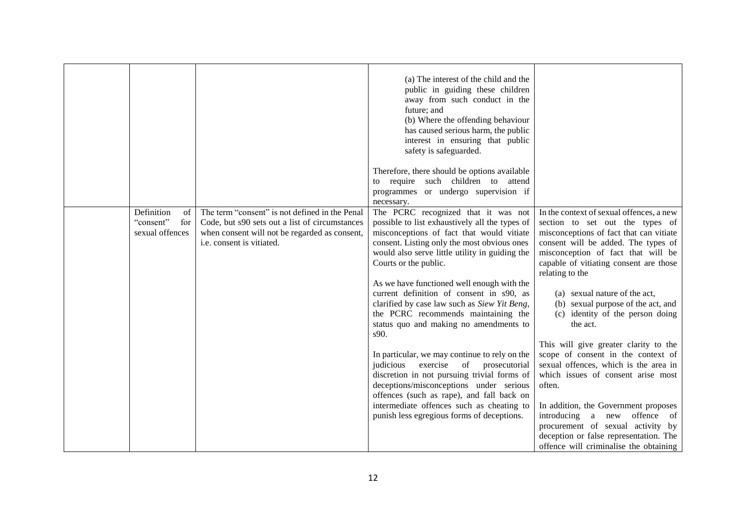| | | | | |
|---|---|---|---|---|
| | | | (a) The interest of the child and the public in guiding these children away from such conduct in the future; and<br>(b) Where the offending behaviour has caused serious harm, the public interest in ensuring that public safety is safeguarded.<br><br>Therefore, there should be options available to require such children to attend programmes or undergo supervision if necessary. | |
| | Definition of "consent" for sexual offences | The term "consent" is not defined in the Penal Code, but s90 sets out a list of circumstances when consent will not be regarded as consent, i.e. consent is vitiated. | The PCRC recognized that it was not possible to list exhaustively all the types of misconceptions of fact that would vitiate consent. Listing only the most obvious ones would also serve little utility in guiding the Courts or the public.<br><br>As we have functioned well enough with the current definition of consent in s90, as clarified by case law such as *Siew Yit Beng*, the PCRC recommends maintaining the status quo and making no amendments to s90.<br><br>In particular, we may continue to rely on the judicious exercise of prosecutorial discretion in not pursuing trivial forms of deceptions/misconceptions under serious offences (such as rape), and fall back on intermediate offences such as cheating to punish less egregious forms of deceptions. | In the context of sexual offences, a new section to set out the types of misconceptions of fact that can vitiate consent will be added. The types of misconception of fact that will be capable of vitiating consent are those relating to the<br><br>(a) sexual nature of the act,<br>(b) sexual purpose of the act, and<br>(c) identity of the person doing the act.<br><br>This will give greater clarity to the scope of consent in the context of sexual offences, which is the area in which issues of consent arise most often.<br><br>In addition, the Government proposes introducing a new offence of procurement of sexual activity by deception or false representation. The offence will criminalise the obtaining |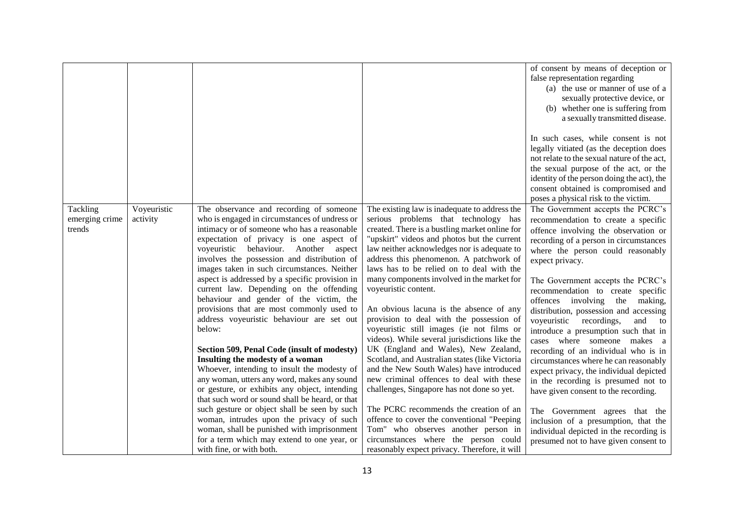| | | | | |
|---|---|---|---|---|
| | | | | of consent by means of deception or false representation regarding<br>(a) the use or manner of use of a sexually protective device, or<br>(b) whether one is suffering from a sexually transmitted disease.<br><br>In such cases, while consent is not legally vitiated (as the deception does not relate to the sexual nature of the act, the sexual purpose of the act, or the identity of the person doing the act), the consent obtained is compromised and poses a physical risk to the victim. |
| Tackling emerging crime trends | Voyeuristic activity | The observance and recording of someone who is engaged in circumstances of undress or intimacy or of someone who has a reasonable expectation of privacy is one aspect of voyeuristic behaviour. Another aspect involves the possession and distribution of images taken in such circumstances. Neither aspect is addressed by a specific provision in current law. Depending on the offending behaviour and gender of the victim, the provisions that are most commonly used to address voyeuristic behaviour are set out below:<br><br>**Section 509, Penal Code (insult of modesty)**<br>**Insulting the modesty of a woman**<br>Whoever, intending to insult the modesty of any woman, utters any word, makes any sound or gesture, or exhibits any object, intending that such word or sound shall be heard, or that such gesture or object shall be seen by such woman, intrudes upon the privacy of such woman, shall be punished with imprisonment for a term which may extend to one year, or with fine, or with both. | The existing law is inadequate to address the serious problems that technology has created. There is a bustling market online for "upskirt" videos and photos but the current law neither acknowledges nor is adequate to address this phenomenon. A patchwork of laws has to be relied on to deal with the many components involved in the market for voyeuristic content.<br><br>An obvious lacuna is the absence of any provision to deal with the possession of voyeuristic still images (ie not films or videos). While several jurisdictions like the UK (England and Wales), New Zealand, Scotland, and Australian states (like Victoria and the New South Wales) have introduced new criminal offences to deal with these challenges, Singapore has not done so yet.<br><br>The PCRC recommends the creation of an offence to cover the conventional "Peeping Tom" who observes another person in circumstances where the person could reasonably expect privacy. Therefore, it will | The Government accepts the PCRC's recommendation to create a specific offence involving the observation or recording of a person in circumstances where the person could reasonably expect privacy.<br><br>The Government accepts the PCRC's recommendation to create specific offences involving the making, distribution, possession and accessing voyeuristic recordings, and to introduce a presumption such that in cases where someone makes a recording of an individual who is in circumstances where he can reasonably expect privacy, the individual depicted in the recording is presumed not to have given consent to the recording.<br><br>The Government agrees that the inclusion of a presumption, that the individual depicted in the recording is presumed not to have given consent to |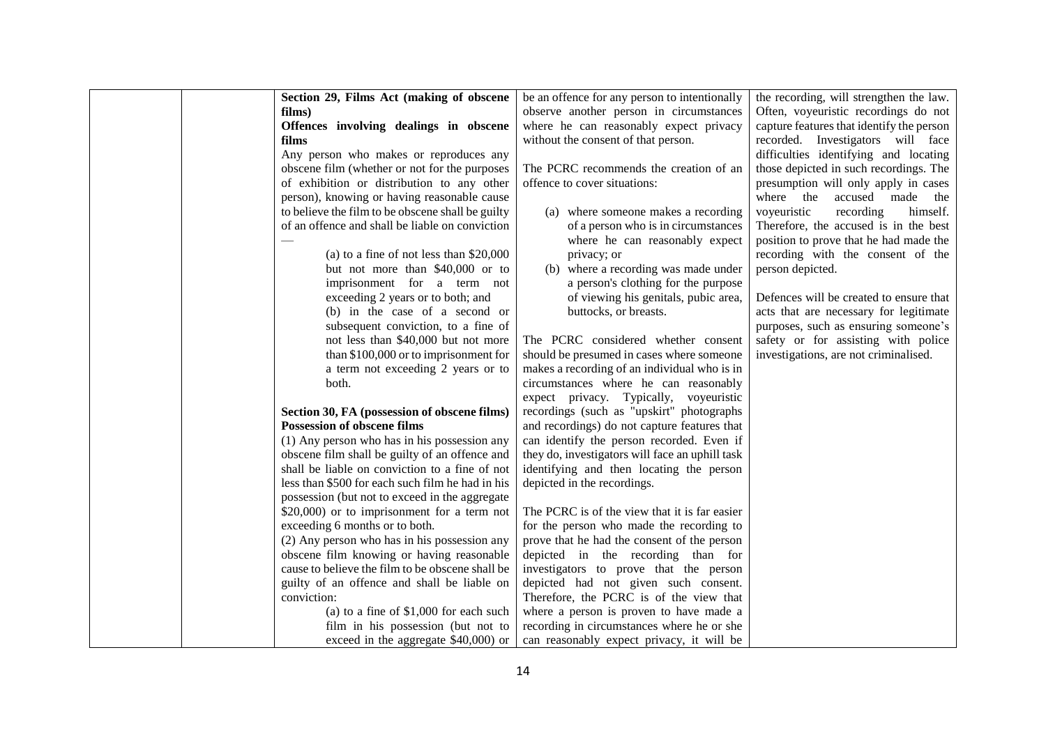| | | | | |
|---|---|---|---|---|
| | | **Section 29, Films Act (making of obscene films)**<br>**Offences involving dealings in obscene films**<br>Any person who makes or reproduces any obscene film (whether or not for the purposes of exhibition or distribution to any other person), knowing or having reasonable cause to believe the film to be obscene shall be guilty of an offence and shall be liable on conviction —<br>(a) to a fine of not less than $20,000 but not more than $40,000 or to imprisonment for a term not exceeding 2 years or to both; and<br>(b) in the case of a second or subsequent conviction, to a fine of not less than $40,000 but not more than $100,000 or to imprisonment for a term not exceeding 2 years or to both.<br><br>**Section 30, FA (possession of obscene films)**<br>**Possession of obscene films**<br>(1) Any person who has in his possession any obscene film shall be guilty of an offence and shall be liable on conviction to a fine of not less than $500 for each such film he had in his possession (but not to exceed in the aggregate $20,000) or to imprisonment for a term not exceeding 6 months or to both.<br>(2) Any person who has in his possession any obscene film knowing or having reasonable cause to believe the film to be obscene shall be guilty of an offence and shall be liable on conviction:<br>(a) to a fine of $1,000 for each such film in his possession (but not to exceed in the aggregate $40,000) or | be an offence for any person to intentionally observe another person in circumstances where he can reasonably expect privacy without the consent of that person.<br><br>The PCRC recommends the creation of an offence to cover situations:<br>(a) where someone makes a recording of a person who is in circumstances where he can reasonably expect privacy; or<br>(b) where a recording was made under a person's clothing for the purpose of viewing his genitals, pubic area, buttocks, or breasts.<br><br>The PCRC considered whether consent should be presumed in cases where someone makes a recording of an individual who is in circumstances where he can reasonably expect privacy. Typically, voyeuristic recordings (such as "upskirt" photographs and recordings) do not capture features that can identify the person recorded. Even if they do, investigators will face an uphill task identifying and then locating the person depicted in the recordings.<br><br>The PCRC is of the view that it is far easier for the person who made the recording to prove that he had the consent of the person depicted in the recording than for investigators to prove that the person depicted had not given such consent. Therefore, the PCRC is of the view that where a person is proven to have made a recording in circumstances where he or she can reasonably expect privacy, it will be | the recording, will strengthen the law. Often, voyeuristic recordings do not capture features that identify the person recorded. Investigators will face difficulties identifying and locating those depicted in such recordings. The presumption will only apply in cases where the accused made the voyeuristic recording himself. Therefore, the accused is in the best position to prove that he had made the recording with the consent of the person depicted.<br><br>Defences will be created to ensure that acts that are necessary for legitimate purposes, such as ensuring someone's safety or for assisting with police investigations, are not criminalised. |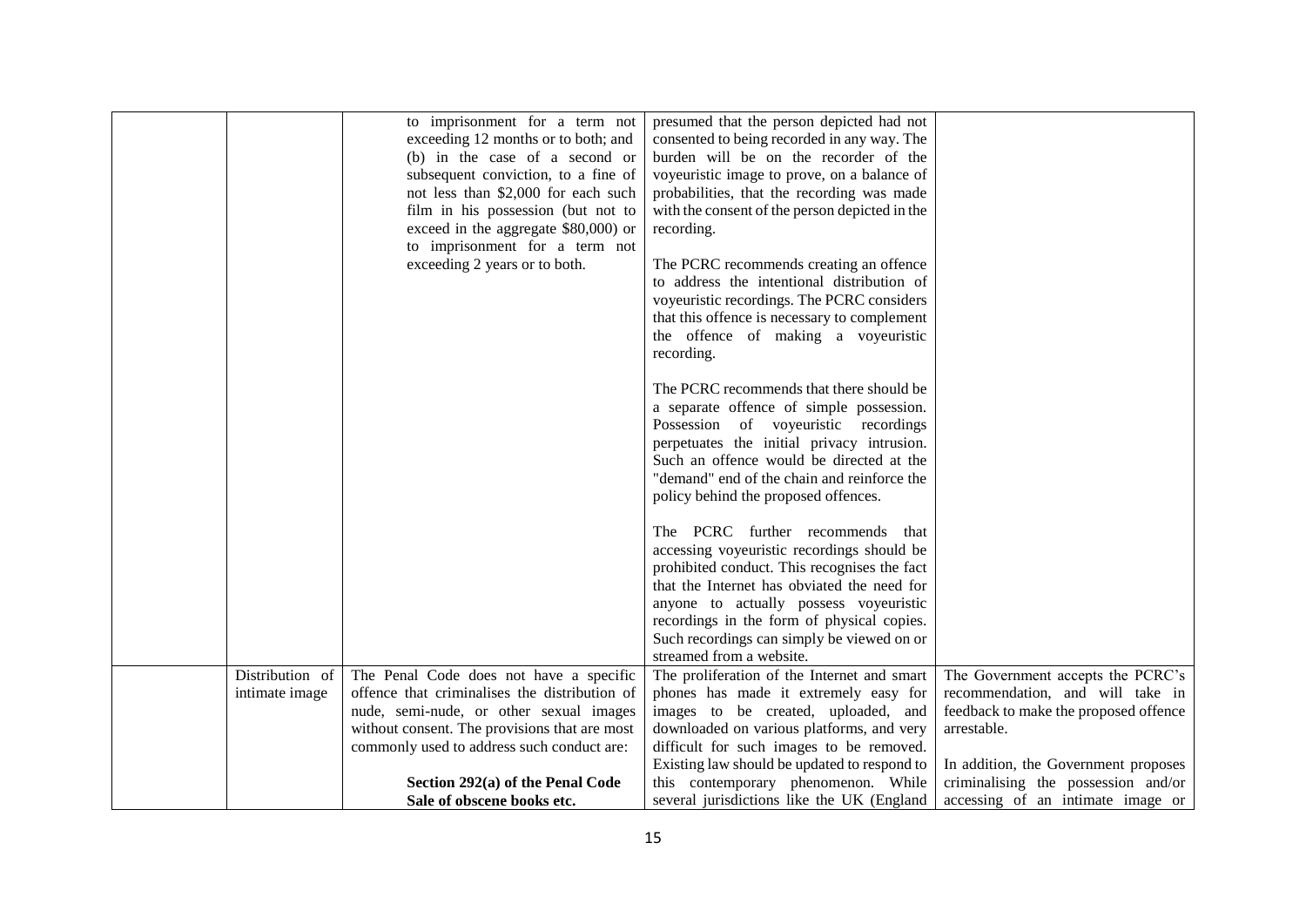| | | | | |
|---|---|---|---|---|
| | | to imprisonment for a term not exceeding 12 months or to both; and (b) in the case of a second or subsequent conviction, to a fine of not less than $2,000 for each such film in his possession (but not to exceed in the aggregate $80,000) or to imprisonment for a term not exceeding 2 years or to both. | presumed that the person depicted had not consented to being recorded in any way. The burden will be on the recorder of the voyeuristic image to prove, on a balance of probabilities, that the recording was made with the consent of the person depicted in the recording.<br><br>The PCRC recommends creating an offence to address the intentional distribution of voyeuristic recordings. The PCRC considers that this offence is necessary to complement the offence of making a voyeuristic recording.<br><br>The PCRC recommends that there should be a separate offence of simple possession. Possession of voyeuristic recordings perpetuates the initial privacy intrusion. Such an offence would be directed at the "demand" end of the chain and reinforce the policy behind the proposed offences.<br><br>The PCRC further recommends that accessing voyeuristic recordings should be prohibited conduct. This recognises the fact that the Internet has obviated the need for anyone to actually possess voyeuristic recordings in the form of physical copies. Such recordings can simply be viewed on or streamed from a website. | |
| | Distribution of intimate image | The Penal Code does not have a specific offence that criminalises the distribution of nude, semi-nude, or other sexual images without consent. The provisions that are most commonly used to address such conduct are:<br><br>**Section 292(a) of the Penal Code**<br>**Sale of obscene books etc.** | The proliferation of the Internet and smart phones has made it extremely easy for images to be created, uploaded, and downloaded on various platforms, and very difficult for such images to be removed. Existing law should be updated to respond to this contemporary phenomenon. While several jurisdictions like the UK (England | The Government accepts the PCRC's recommendation, and will take in feedback to make the proposed offence arrestable.<br><br>In addition, the Government proposes criminalising the possession and/or accessing of an intimate image or |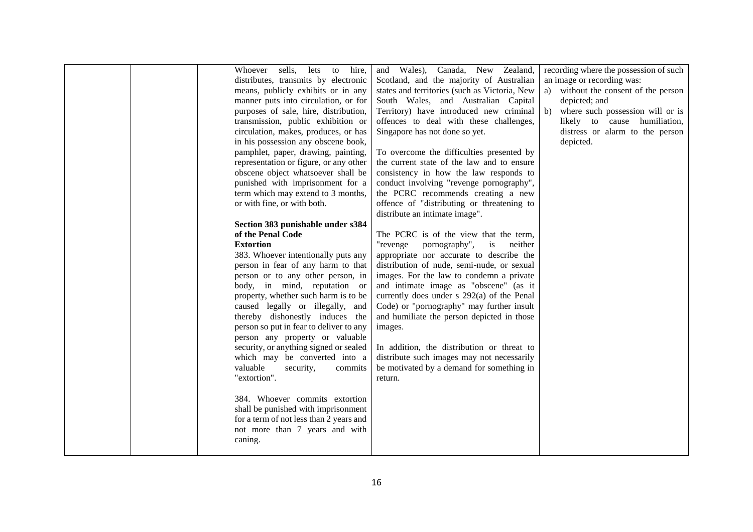| | | | | |
|---|---|---|---|---|
| | | Whoever sells, lets to hire, distributes, transmits by electronic means, publicly exhibits or in any manner puts into circulation, or for purposes of sale, hire, distribution, transmission, public exhibition or circulation, makes, produces, or has in his possession any obscene book, pamphlet, paper, drawing, painting, representation or figure, or any other obscene object whatsoever shall be punished with imprisonment for a term which may extend to 3 months, or with fine, or with both.<br><br>**Section 383 punishable under s384 of the Penal Code**<br>**Extortion**<br>383. Whoever intentionally puts any person in fear of any harm to that person or to any other person, in body, in mind, reputation or property, whether such harm is to be caused legally or illegally, and thereby dishonestly induces the person so put in fear to deliver to any person any property or valuable security, or anything signed or sealed which may be converted into a valuable security, commits "extortion".<br><br>384. Whoever commits extortion shall be punished with imprisonment for a term of not less than 2 years and not more than 7 years and with caning. | and Wales), Canada, New Zealand, Scotland, and the majority of Australian states and territories (such as Victoria, New South Wales, and Australian Capital Territory) have introduced new criminal offences to deal with these challenges, Singapore has not done so yet.<br><br>To overcome the difficulties presented by the current state of the law and to ensure consistency in how the law responds to conduct involving "revenge pornography", the PCRC recommends creating a new offence of "distributing or threatening to distribute an intimate image".<br><br>The PCRC is of the view that the term, "revenge pornography", is neither appropriate nor accurate to describe the distribution of nude, semi-nude, or sexual images. For the law to condemn a private and intimate image as "obscene" (as it currently does under s 292(a) of the Penal Code) or "pornography" may further insult and humiliate the person depicted in those images.<br><br>In addition, the distribution or threat to distribute such images may not necessarily be motivated by a demand for something in return. | recording where the possession of such an image or recording was:<br>a) without the consent of the person depicted; and<br>b) where such possession will or is likely to cause humiliation, distress or alarm to the person depicted. |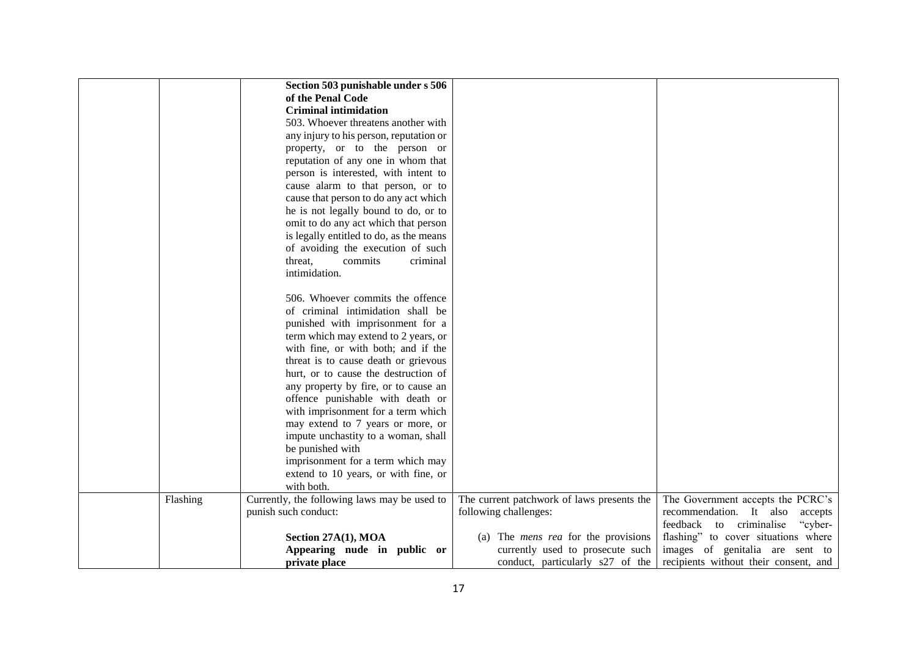| | | | | |
|---|---|---|---|---|
| | | **Section 503 punishable under s 506 of the Penal Code**<br>**Criminal intimidation**<br>503. Whoever threatens another with any injury to his person, reputation or property, or to the person or reputation of any one in whom that person is interested, with intent to cause alarm to that person, or to cause that person to do any act which he is not legally bound to do, or to omit to do any act which that person is legally entitled to do, as the means of avoiding the execution of such threat, commits criminal intimidation.<br><br>506. Whoever commits the offence of criminal intimidation shall be punished with imprisonment for a term which may extend to 2 years, or with fine, or with both; and if the threat is to cause death or grievous hurt, or to cause the destruction of any property by fire, or to cause an offence punishable with death or with imprisonment for a term which may extend to 7 years or more, or impute unchastity to a woman, shall be punished with imprisonment for a term which may extend to 10 years, or with fine, or with both. | | |
| | Flashing | Currently, the following laws may be used to punish such conduct:<br><br>**Section 27A(1), MOA**<br>**Appearing nude in public or private place** | The current patchwork of laws presents the following challenges:<br><br>(a) The *mens rea* for the provisions currently used to prosecute such conduct, particularly s27 of the | The Government accepts the PCRC's recommendation. It also accepts feedback to criminalise "cyber-flashing" to cover situations where images of genitalia are sent to recipients without their consent, and |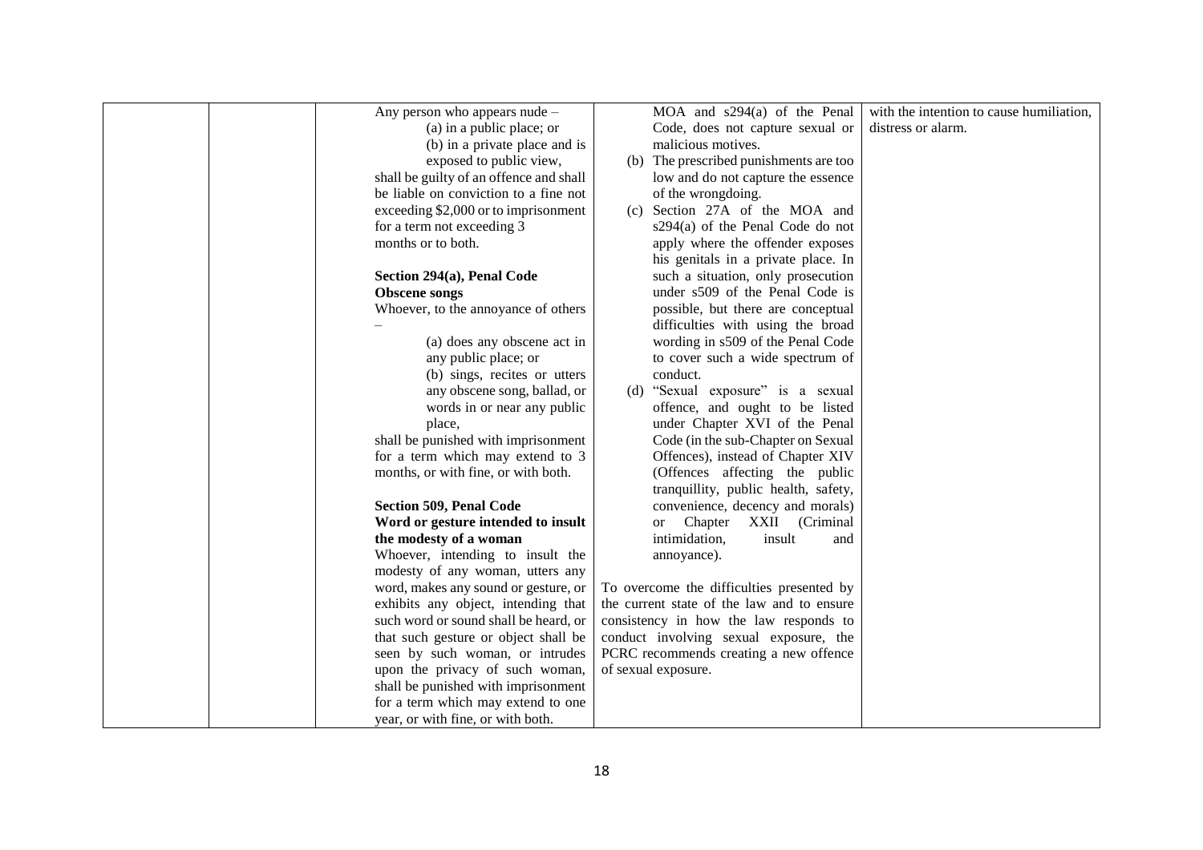| | | | | |
|---|---|---|---|---|
| | | Any person who appears nude –<br>(a) in a public place; or<br>(b) in a private place and is exposed to public view,<br>shall be guilty of an offence and shall be liable on conviction to a fine not exceeding $2,000 or to imprisonment for a term not exceeding 3 months or to both.<br><br>**Section 294(a), Penal Code**<br>**Obscene songs**<br>Whoever, to the annoyance of others –<br>(a) does any obscene act in any public place; or<br>(b) sings, recites or utters any obscene song, ballad, or words in or near any public place,<br>shall be punished with imprisonment for a term which may extend to 3 months, or with fine, or with both.<br><br>**Section 509, Penal Code**<br>**Word or gesture intended to insult the modesty of a woman**<br>Whoever, intending to insult the modesty of any woman, utters any word, makes any sound or gesture, or exhibits any object, intending that such word or sound shall be heard, or that such gesture or object shall be seen by such woman, or intrudes upon the privacy of such woman, shall be punished with imprisonment for a term which may extend to one year, or with fine, or with both. | MOA and s294(a) of the Penal Code, does not capture sexual or malicious motives.<br>(b) The prescribed punishments are too low and do not capture the essence of the wrongdoing.<br>(c) Section 27A of the MOA and s294(a) of the Penal Code do not apply where the offender exposes his genitals in a private place. In such a situation, only prosecution under s509 of the Penal Code is possible, but there are conceptual difficulties with using the broad wording in s509 of the Penal Code to cover such a wide spectrum of conduct.<br>(d) "Sexual exposure" is a sexual offence, and ought to be listed under Chapter XVI of the Penal Code (in the sub-Chapter on Sexual Offences), instead of Chapter XIV (Offences affecting the public tranquillity, public health, safety, convenience, decency and morals) or Chapter XXII (Criminal intimidation, insult and annoyance).<br><br>To overcome the difficulties presented by the current state of the law and to ensure consistency in how the law responds to conduct involving sexual exposure, the PCRC recommends creating a new offence of sexual exposure. | with the intention to cause humiliation, distress or alarm. |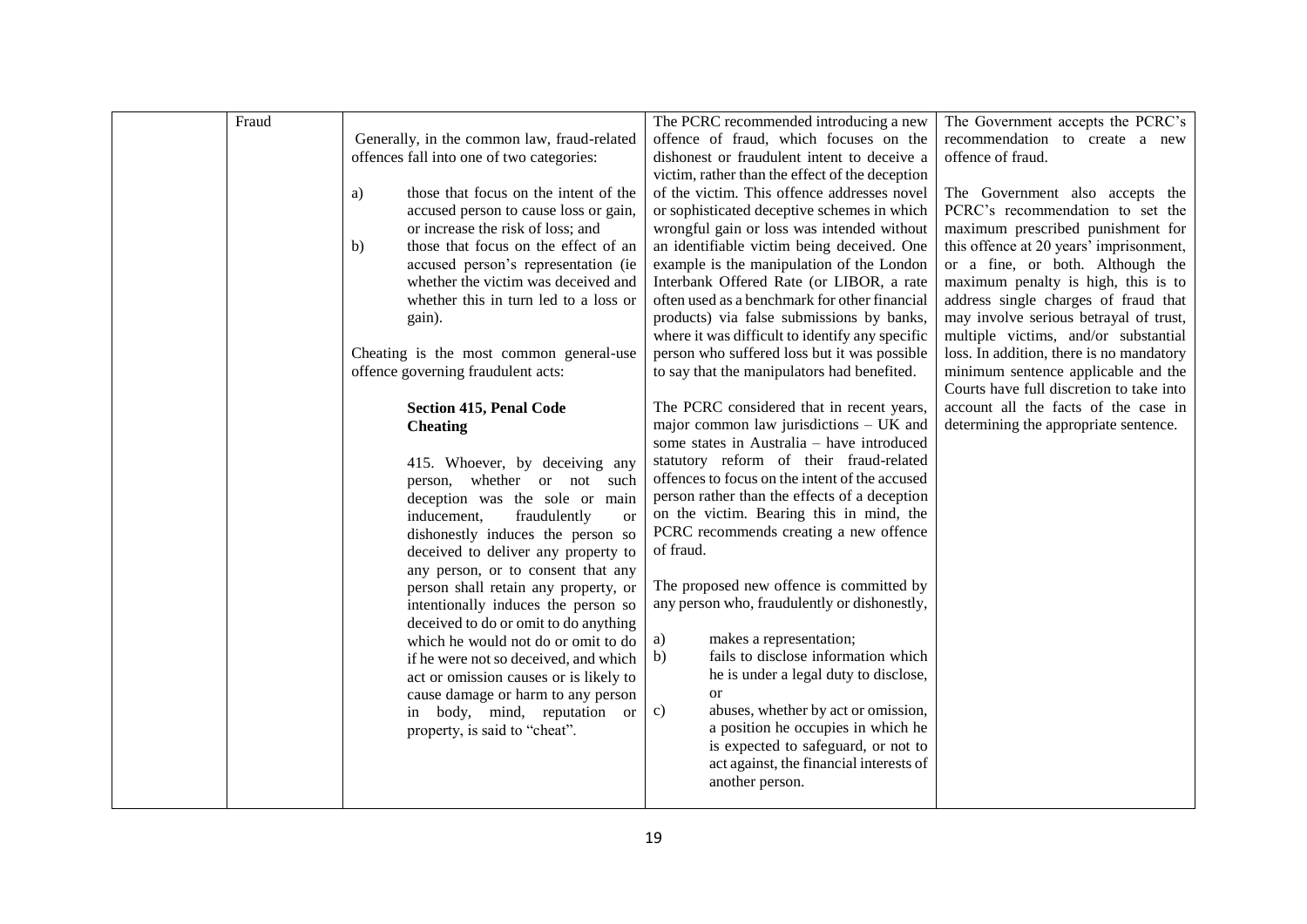| | | | | |
|---|---|---|---|---|
| | Fraud | Generally, in the common law, fraud-related offences fall into one of two categories:<br><br>a) those that focus on the intent of the accused person to cause loss or gain, or increase the risk of loss; and<br>b) those that focus on the effect of an accused person's representation (ie whether the victim was deceived and whether this in turn led to a loss or gain).<br><br>Cheating is the most common general-use offence governing fraudulent acts:<br><br>**Section 415, Penal Code**<br>**Cheating**<br><br>415. Whoever, by deceiving any person, whether or not such deception was the sole or main inducement, fraudulently or dishonestly induces the person so deceived to deliver any property to any person, or to consent that any person shall retain any property, or intentionally induces the person so deceived to do or omit to do anything which he would not do or omit to do if he were not so deceived, and which act or omission causes or is likely to cause damage or harm to any person in body, mind, reputation or property, is said to "cheat". | The PCRC recommended introducing a new offence of fraud, which focuses on the dishonest or fraudulent intent to deceive a victim, rather than the effect of the deception of the victim. This offence addresses novel or sophisticated deceptive schemes in which wrongful gain or loss was intended without an identifiable victim being deceived. One example is the manipulation of the London Interbank Offered Rate (or LIBOR, a rate often used as a benchmark for other financial products) via false submissions by banks, where it was difficult to identify any specific person who suffered loss but it was possible to say that the manipulators had benefited.<br><br>The PCRC considered that in recent years, major common law jurisdictions – UK and some states in Australia – have introduced statutory reform of their fraud-related offences to focus on the intent of the accused person rather than the effects of a deception on the victim. Bearing this in mind, the PCRC recommends creating a new offence of fraud.<br><br>The proposed new offence is committed by any person who, fraudulently or dishonestly,<br><br>a) makes a representation;<br>b) fails to disclose information which he is under a legal duty to disclose, or<br>c) abuses, whether by act or omission, a position he occupies in which he is expected to safeguard, or not to act against, the financial interests of another person. | The Government accepts the PCRC's recommendation to create a new offence of fraud.<br><br>The Government also accepts the PCRC's recommendation to set the maximum prescribed punishment for this offence at 20 years' imprisonment, or a fine, or both. Although the maximum penalty is high, this is to address single charges of fraud that may involve serious betrayal of trust, multiple victims, and/or substantial loss. In addition, there is no mandatory minimum sentence applicable and the Courts have full discretion to take into account all the facts of the case in determining the appropriate sentence. |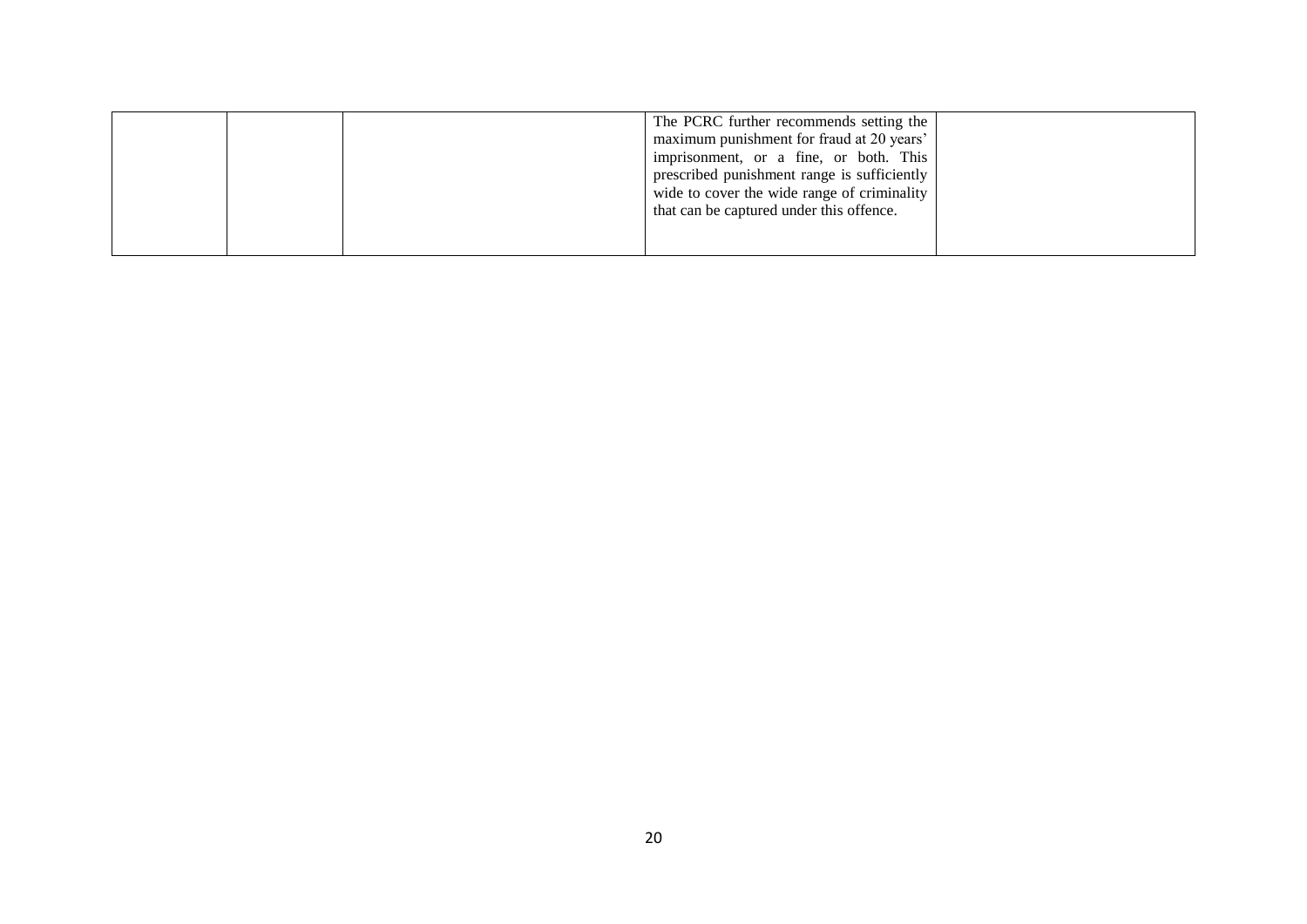| | | | | |
|---|---|---|---|---|
| | | | The PCRC further recommends setting the maximum punishment for fraud at 20 years' imprisonment, or a fine, or both. This prescribed punishment range is sufficiently wide to cover the wide range of criminality that can be captured under this offence. | |